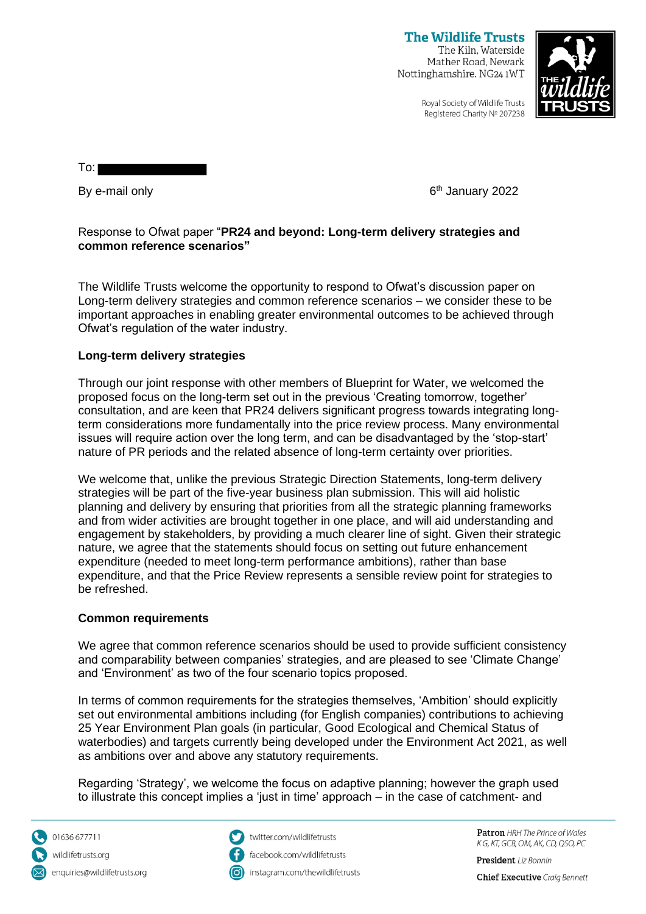**The Wildlife Trusts**
The Kiln, Waterside
Mather Road, Newark
Nottinghamshire. NG24 1WT

Royal Society of Wildlife Trusts
Registered Charity No 207238

To:

By e-mail only

6th January 2022

Response to Ofwat paper "**PR24 and beyond: Long-term delivery strategies and common reference scenarios"**

The Wildlife Trusts welcome the opportunity to respond to Ofwat's discussion paper on Long-term delivery strategies and common reference scenarios – we consider these to be important approaches in enabling greater environmental outcomes to be achieved through Ofwat's regulation of the water industry.

**Long-term delivery strategies**

Through our joint response with other members of Blueprint for Water, we welcomed the proposed focus on the long-term set out in the previous 'Creating tomorrow, together' consultation, and are keen that PR24 delivers significant progress towards integrating long-term considerations more fundamentally into the price review process. Many environmental issues will require action over the long term, and can be disadvantaged by the 'stop-start' nature of PR periods and the related absence of long-term certainty over priorities.

We welcome that, unlike the previous Strategic Direction Statements, long-term delivery strategies will be part of the five-year business plan submission. This will aid holistic planning and delivery by ensuring that priorities from all the strategic planning frameworks and from wider activities are brought together in one place, and will aid understanding and engagement by stakeholders, by providing a much clearer line of sight. Given their strategic nature, we agree that the statements should focus on setting out future enhancement expenditure (needed to meet long-term performance ambitions), rather than base expenditure, and that the Price Review represents a sensible review point for strategies to be refreshed.

**Common requirements**

We agree that common reference scenarios should be used to provide sufficient consistency and comparability between companies' strategies, and are pleased to see 'Climate Change' and 'Environment' as two of the four scenario topics proposed.

In terms of common requirements for the strategies themselves, 'Ambition' should explicitly set out environmental ambitions including (for English companies) contributions to achieving 25 Year Environment Plan goals (in particular, Good Ecological and Chemical Status of waterbodies) and targets currently being developed under the Environment Act 2021, as well as ambitions over and above any statutory requirements.

Regarding 'Strategy', we welcome the focus on adaptive planning; however the graph used to illustrate this concept implies a 'just in time' approach – in the case of catchment- and

01636 677711
wildlifetrusts.org
enquiries@wildlifetrusts.org

twitter.com/wildlifetrusts
facebook.com/wildlifetrusts
instagram.com/thewildlifetrusts

**Patron** HRH The Prince of Wales K G, KT, GCB, OM, AK, CD, QSO, PC
**President** Liz Bonnin
**Chief Executive** Craig Bennett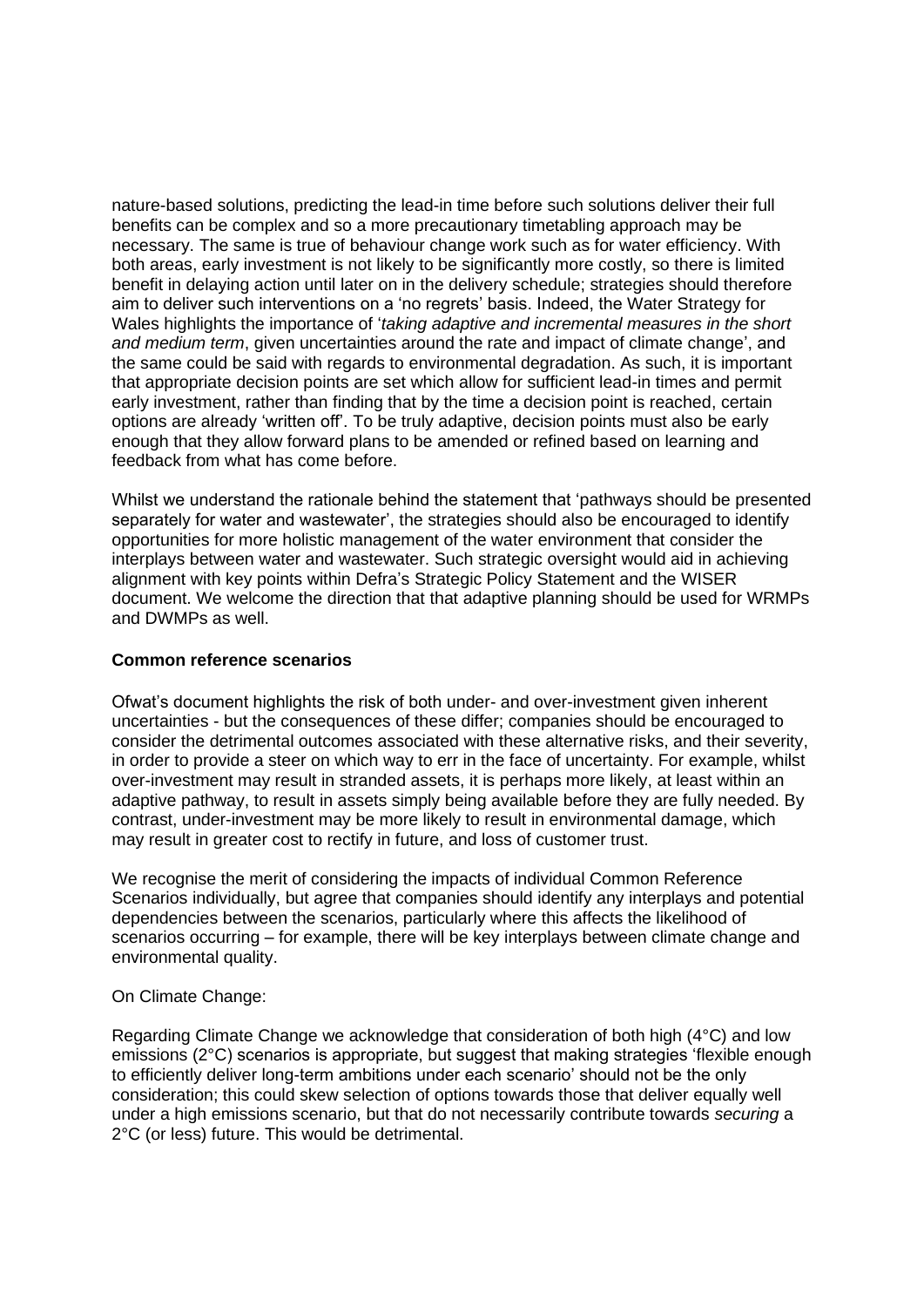nature-based solutions, predicting the lead-in time before such solutions deliver their full benefits can be complex and so a more precautionary timetabling approach may be necessary. The same is true of behaviour change work such as for water efficiency. With both areas, early investment is not likely to be significantly more costly, so there is limited benefit in delaying action until later on in the delivery schedule; strategies should therefore aim to deliver such interventions on a 'no regrets' basis. Indeed, the Water Strategy for Wales highlights the importance of '*taking adaptive and incremental measures in the short and medium term*, given uncertainties around the rate and impact of climate change', and the same could be said with regards to environmental degradation. As such, it is important that appropriate decision points are set which allow for sufficient lead-in times and permit early investment, rather than finding that by the time a decision point is reached, certain options are already 'written off'. To be truly adaptive, decision points must also be early enough that they allow forward plans to be amended or refined based on learning and feedback from what has come before.

Whilst we understand the rationale behind the statement that 'pathways should be presented separately for water and wastewater', the strategies should also be encouraged to identify opportunities for more holistic management of the water environment that consider the interplays between water and wastewater. Such strategic oversight would aid in achieving alignment with key points within Defra's Strategic Policy Statement and the WISER document. We welcome the direction that that adaptive planning should be used for WRMPs and DWMPs as well.

**Common reference scenarios**

Ofwat's document highlights the risk of both under- and over-investment given inherent uncertainties - but the consequences of these differ; companies should be encouraged to consider the detrimental outcomes associated with these alternative risks, and their severity, in order to provide a steer on which way to err in the face of uncertainty. For example, whilst over-investment may result in stranded assets, it is perhaps more likely, at least within an adaptive pathway, to result in assets simply being available before they are fully needed. By contrast, under-investment may be more likely to result in environmental damage, which may result in greater cost to rectify in future, and loss of customer trust.

We recognise the merit of considering the impacts of individual Common Reference Scenarios individually, but agree that companies should identify any interplays and potential dependencies between the scenarios, particularly where this affects the likelihood of scenarios occurring – for example, there will be key interplays between climate change and environmental quality.

On Climate Change:

Regarding Climate Change we acknowledge that consideration of both high (4°C) and low emissions (2°C) scenarios is appropriate, but suggest that making strategies 'flexible enough to efficiently deliver long-term ambitions under each scenario' should not be the only consideration; this could skew selection of options towards those that deliver equally well under a high emissions scenario, but that do not necessarily contribute towards *securing* a 2°C (or less) future. This would be detrimental.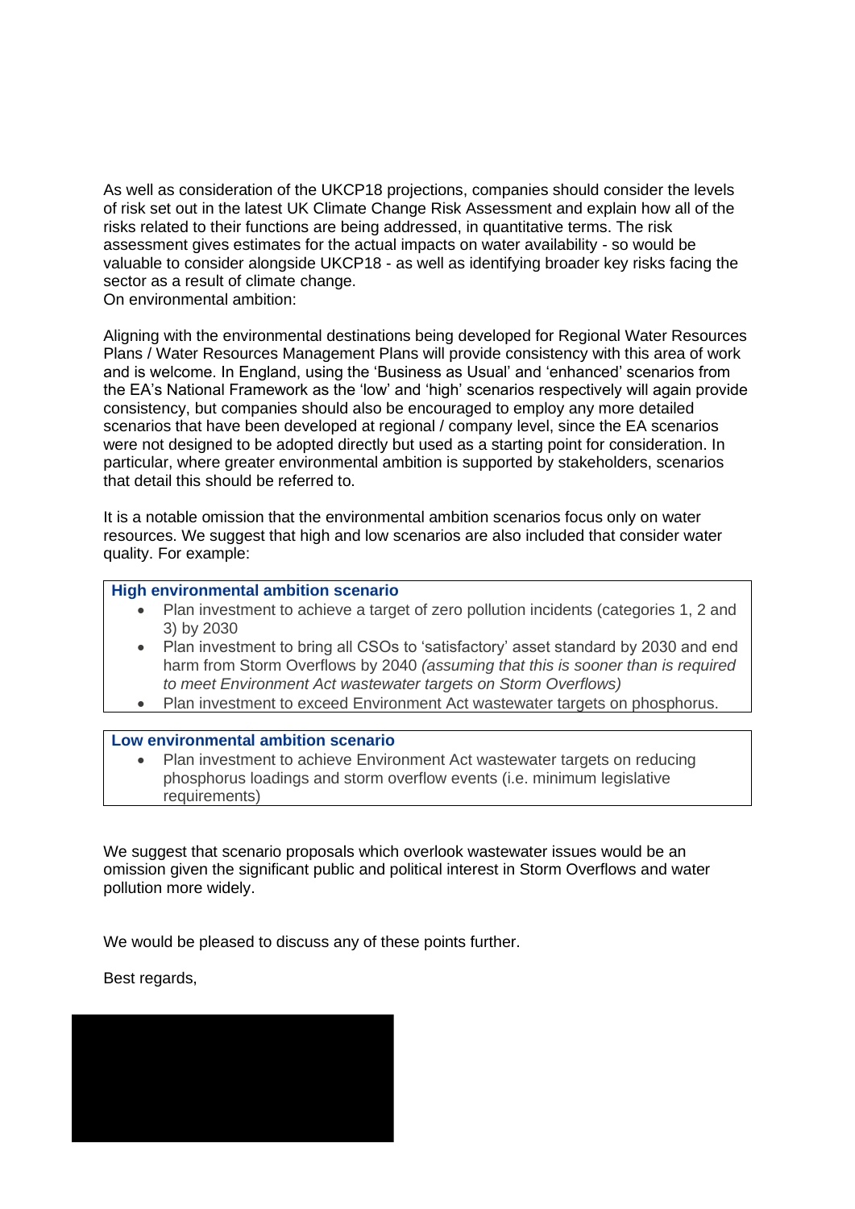As well as consideration of the UKCP18 projections, companies should consider the levels of risk set out in the latest UK Climate Change Risk Assessment and explain how all of the risks related to their functions are being addressed, in quantitative terms. The risk assessment gives estimates for the actual impacts on water availability - so would be valuable to consider alongside UKCP18 - as well as identifying broader key risks facing the sector as a result of climate change.
On environmental ambition:

Aligning with the environmental destinations being developed for Regional Water Resources Plans / Water Resources Management Plans will provide consistency with this area of work and is welcome. In England, using the 'Business as Usual' and 'enhanced' scenarios from the EA's National Framework as the 'low' and 'high' scenarios respectively will again provide consistency, but companies should also be encouraged to employ any more detailed scenarios that have been developed at regional / company level, since the EA scenarios were not designed to be adopted directly but used as a starting point for consideration. In particular, where greater environmental ambition is supported by stakeholders, scenarios that detail this should be referred to.

It is a notable omission that the environmental ambition scenarios focus only on water resources. We suggest that high and low scenarios are also included that consider water quality. For example:

**High environmental ambition scenario**

- Plan investment to achieve a target of zero pollution incidents (categories 1, 2 and 3) by 2030
- Plan investment to bring all CSOs to 'satisfactory' asset standard by 2030 and end harm from Storm Overflows by 2040 *(assuming that this is sooner than is required to meet Environment Act wastewater targets on Storm Overflows)*
- Plan investment to exceed Environment Act wastewater targets on phosphorus.

**Low environmental ambition scenario**

- Plan investment to achieve Environment Act wastewater targets on reducing phosphorus loadings and storm overflow events (i.e. minimum legislative requirements)

We suggest that scenario proposals which overlook wastewater issues would be an omission given the significant public and political interest in Storm Overflows and water pollution more widely.

We would be pleased to discuss any of these points further.

Best regards,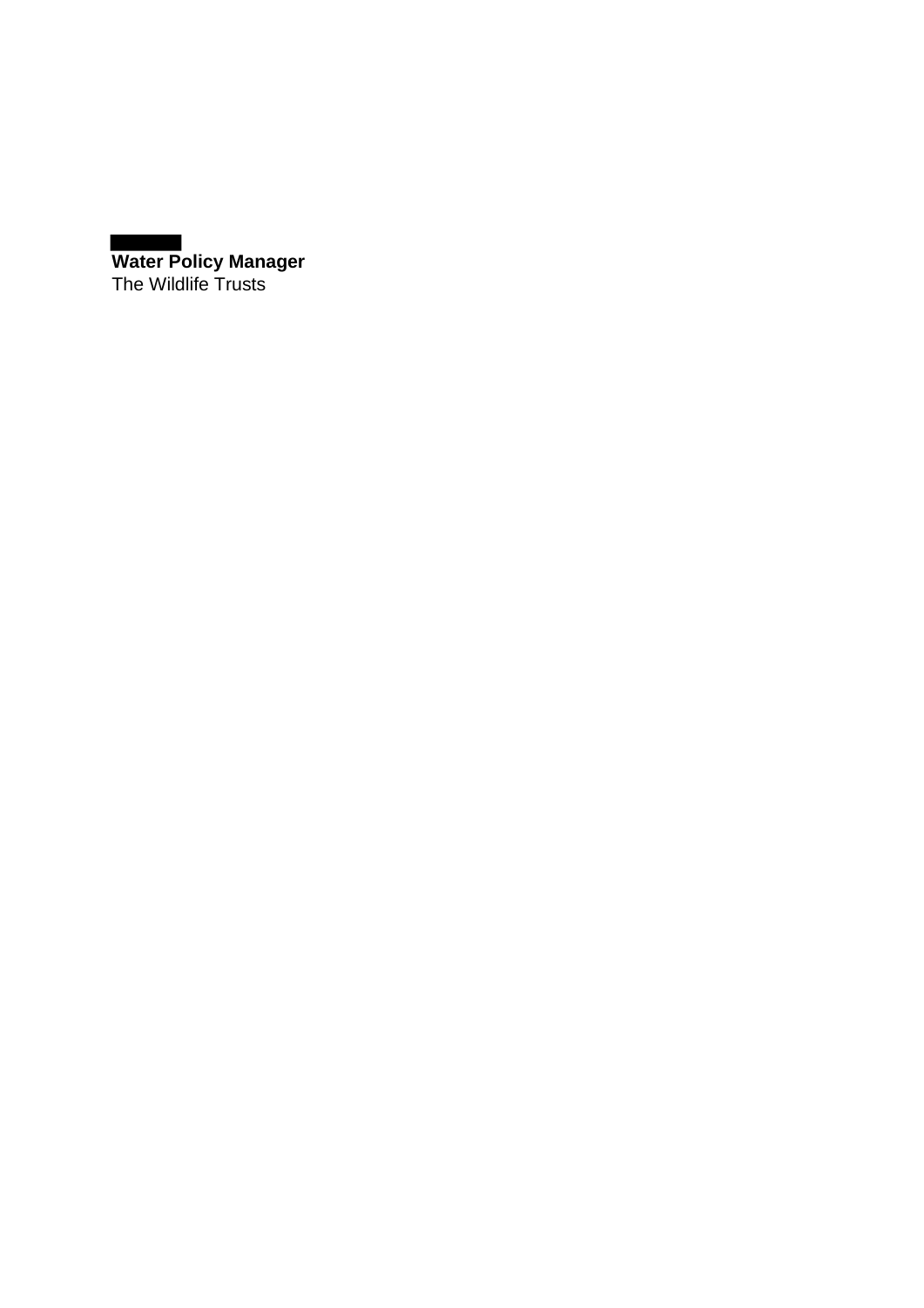**Water Policy Manager**
The Wildlife Trusts